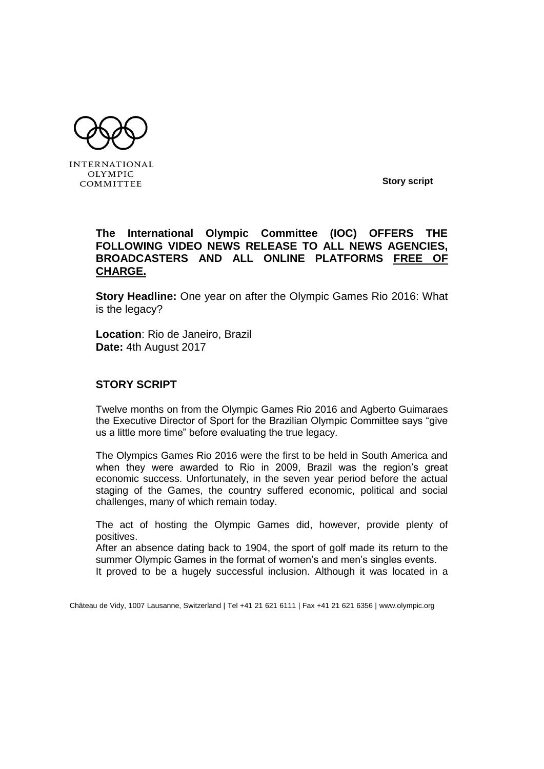INTERNATIONAL OLYMPIC COMMITTEE

**Story script**

**The International Olympic Committee (IOC) OFFERS THE FOLLOWING VIDEO NEWS RELEASE TO ALL NEWS AGENCIES, BROADCASTERS AND ALL ONLINE PLATFORMS FREE OF CHARGE.**

**Story Headline:** One year on after the Olympic Games Rio 2016: What is the legacy?

**Location**: Rio de Janeiro, Brazil
**Date:** 4th August 2017

## STORY SCRIPT

Twelve months on from the Olympic Games Rio 2016 and Agberto Guimaraes the Executive Director of Sport for the Brazilian Olympic Committee says "give us a little more time" before evaluating the true legacy.

The Olympics Games Rio 2016 were the first to be held in South America and when they were awarded to Rio in 2009, Brazil was the region's great economic success. Unfortunately, in the seven year period before the actual staging of the Games, the country suffered economic, political and social challenges, many of which remain today.

The act of hosting the Olympic Games did, however, provide plenty of positives.
After an absence dating back to 1904, the sport of golf made its return to the summer Olympic Games in the format of women's and men's singles events.
It proved to be a hugely successful inclusion. Although it was located in a

Château de Vidy, 1007 Lausanne, Switzerland | Tel +41 21 621 6111 | Fax +41 21 621 6356 | www.olympic.org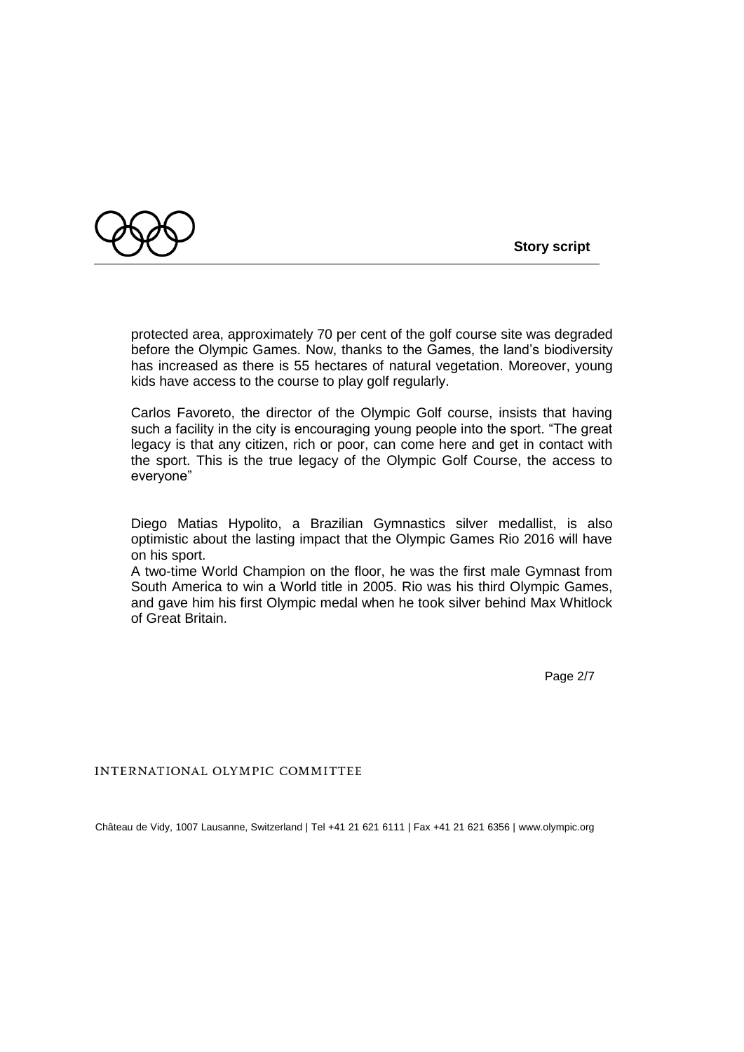protected area, approximately 70 per cent of the golf course site was degraded before the Olympic Games. Now, thanks to the Games, the land's biodiversity has increased as there is 55 hectares of natural vegetation. Moreover, young kids have access to the course to play golf regularly.

Carlos Favoreto, the director of the Olympic Golf course, insists that having such a facility in the city is encouraging young people into the sport. "The great legacy is that any citizen, rich or poor, can come here and get in contact with the sport. This is the true legacy of the Olympic Golf Course, the access to everyone"

Diego Matias Hypolito, a Brazilian Gymnastics silver medallist, is also optimistic about the lasting impact that the Olympic Games Rio 2016 will have on his sport.
A two-time World Champion on the floor, he was the first male Gymnast from South America to win a World title in 2005. Rio was his third Olympic Games, and gave him his first Olympic medal when he took silver behind Max Whitlock of Great Britain.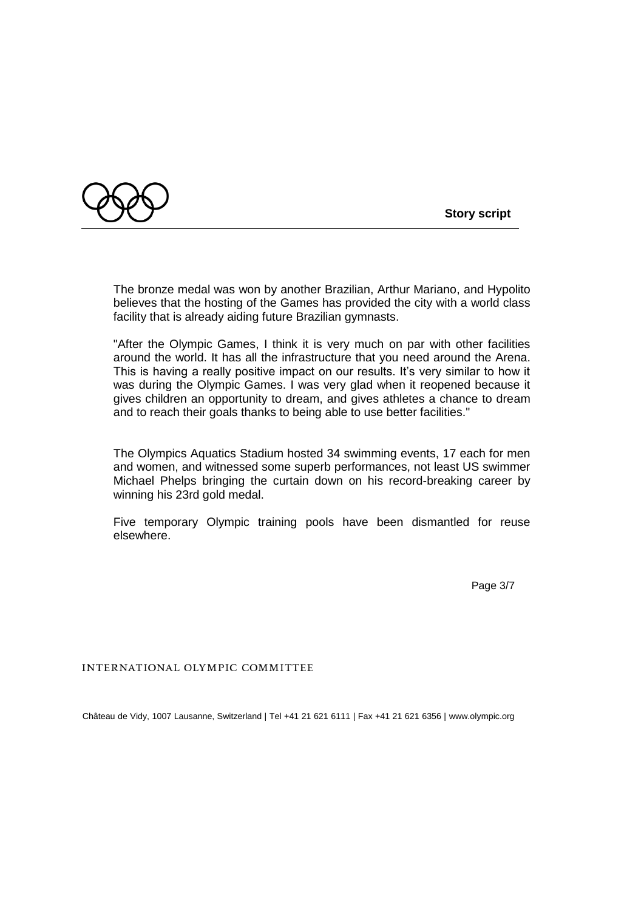The bronze medal was won by another Brazilian, Arthur Mariano, and Hypolito believes that the hosting of the Games has provided the city with a world class facility that is already aiding future Brazilian gymnasts.

"After the Olympic Games, I think it is very much on par with other facilities around the world. It has all the infrastructure that you need around the Arena. This is having a really positive impact on our results. It's very similar to how it was during the Olympic Games. I was very glad when it reopened because it gives children an opportunity to dream, and gives athletes a chance to dream and to reach their goals thanks to being able to use better facilities."

The Olympics Aquatics Stadium hosted 34 swimming events, 17 each for men and women, and witnessed some superb performances, not least US swimmer Michael Phelps bringing the curtain down on his record-breaking career by winning his 23rd gold medal.

Five temporary Olympic training pools have been dismantled for reuse elsewhere.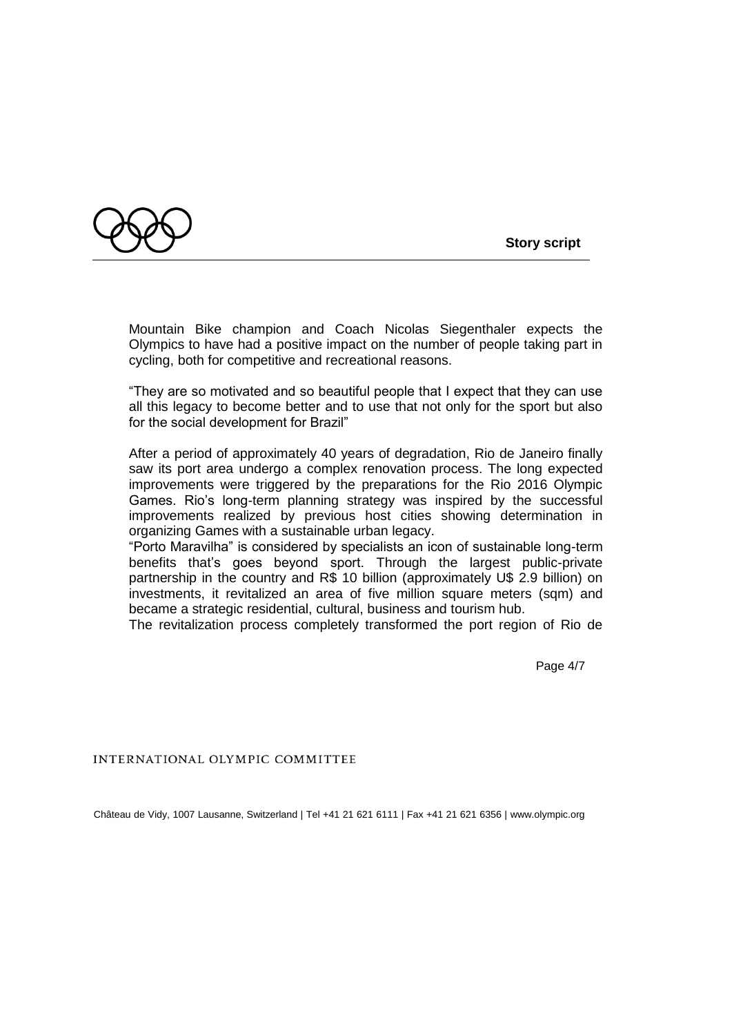Mountain Bike champion and Coach Nicolas Siegenthaler expects the Olympics to have had a positive impact on the number of people taking part in cycling, both for competitive and recreational reasons.

"They are so motivated and so beautiful people that I expect that they can use all this legacy to become better and to use that not only for the sport but also for the social development for Brazil"

After a period of approximately 40 years of degradation, Rio de Janeiro finally saw its port area undergo a complex renovation process. The long expected improvements were triggered by the preparations for the Rio 2016 Olympic Games. Rio's long-term planning strategy was inspired by the successful improvements realized by previous host cities showing determination in organizing Games with a sustainable urban legacy.

"Porto Maravilha" is considered by specialists an icon of sustainable long-term benefits that's goes beyond sport. Through the largest public-private partnership in the country and R$ 10 billion (approximately U$ 2.9 billion) on investments, it revitalized an area of five million square meters (sqm) and became a strategic residential, cultural, business and tourism hub.

The revitalization process completely transformed the port region of Rio de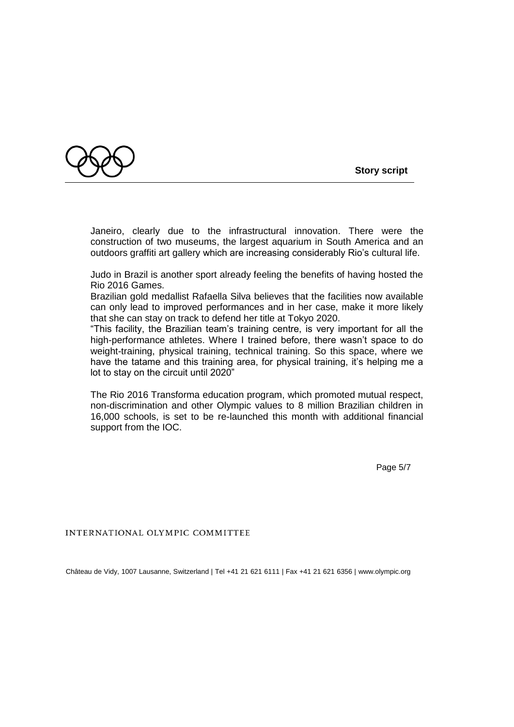Janeiro, clearly due to the infrastructural innovation. There were the construction of two museums, the largest aquarium in South America and an outdoors graffiti art gallery which are increasing considerably Rio's cultural life.

Judo in Brazil is another sport already feeling the benefits of having hosted the Rio 2016 Games.
Brazilian gold medallist Rafaella Silva believes that the facilities now available can only lead to improved performances and in her case, make it more likely that she can stay on track to defend her title at Tokyo 2020.
"This facility, the Brazilian team's training centre, is very important for all the high-performance athletes. Where I trained before, there wasn't space to do weight-training, physical training, technical training. So this space, where we have the tatame and this training area, for physical training, it's helping me a lot to stay on the circuit until 2020"

The Rio 2016 Transforma education program, which promoted mutual respect, non-discrimination and other Olympic values to 8 million Brazilian children in 16,000 schools, is set to be re-launched this month with additional financial support from the IOC.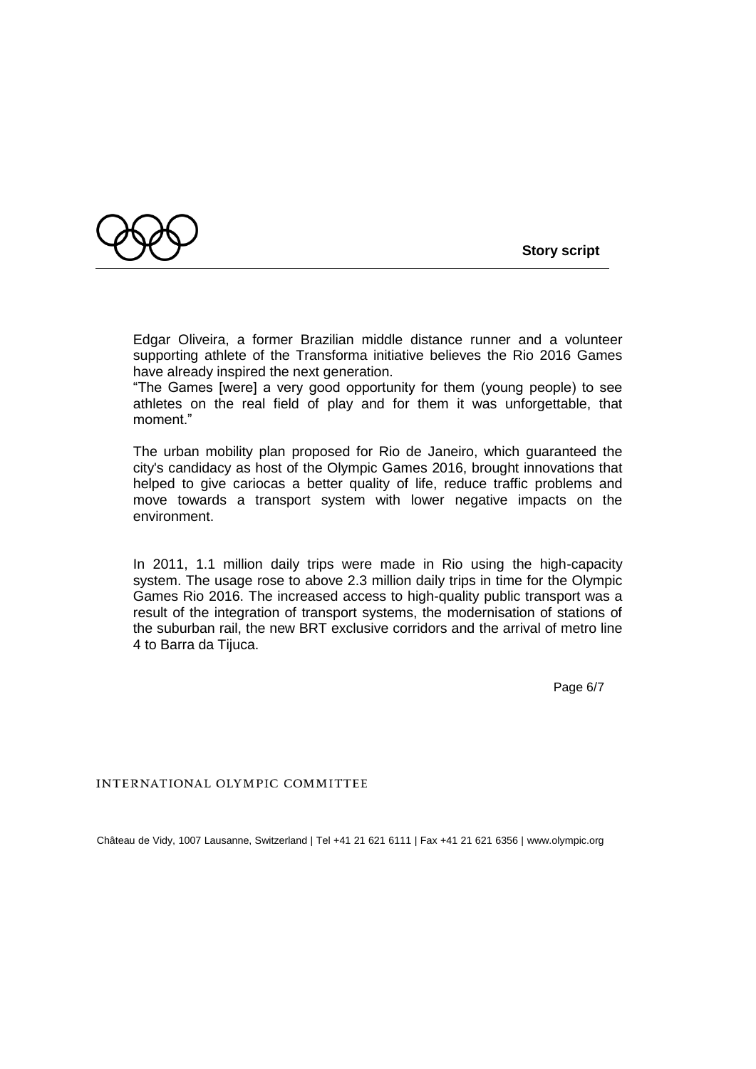Edgar Oliveira, a former Brazilian middle distance runner and a volunteer supporting athlete of the Transforma initiative believes the Rio 2016 Games have already inspired the next generation.

"The Games [were] a very good opportunity for them (young people) to see athletes on the real field of play and for them it was unforgettable, that moment."

The urban mobility plan proposed for Rio de Janeiro, which guaranteed the city's candidacy as host of the Olympic Games 2016, brought innovations that helped to give cariocas a better quality of life, reduce traffic problems and move towards a transport system with lower negative impacts on the environment.

In 2011, 1.1 million daily trips were made in Rio using the high-capacity system. The usage rose to above 2.3 million daily trips in time for the Olympic Games Rio 2016. The increased access to high-quality public transport was a result of the integration of transport systems, the modernisation of stations of the suburban rail, the new BRT exclusive corridors and the arrival of metro line 4 to Barra da Tijuca.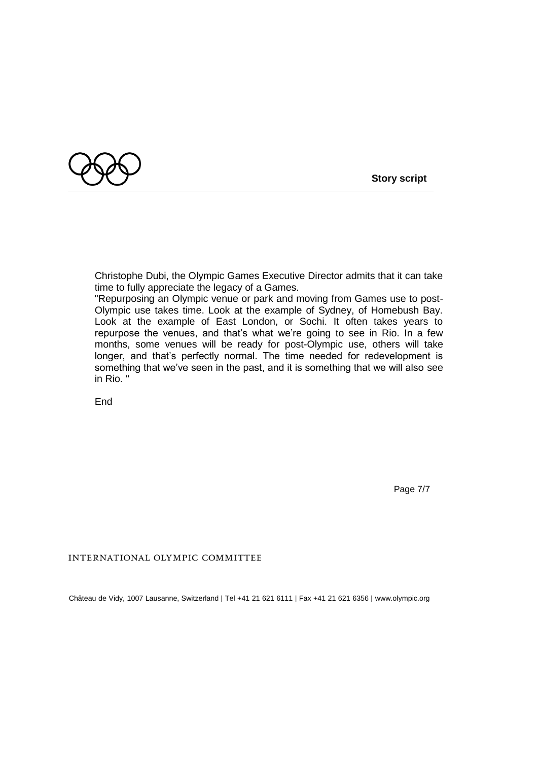Christophe Dubi, the Olympic Games Executive Director admits that it can take time to fully appreciate the legacy of a Games.

"Repurposing an Olympic venue or park and moving from Games use to post-Olympic use takes time. Look at the example of Sydney, of Homebush Bay. Look at the example of East London, or Sochi. It often takes years to repurpose the venues, and that's what we're going to see in Rio. In a few months, some venues will be ready for post-Olympic use, others will take longer, and that's perfectly normal. The time needed for redevelopment is something that we've seen in the past, and it is something that we will also see in Rio. "

End